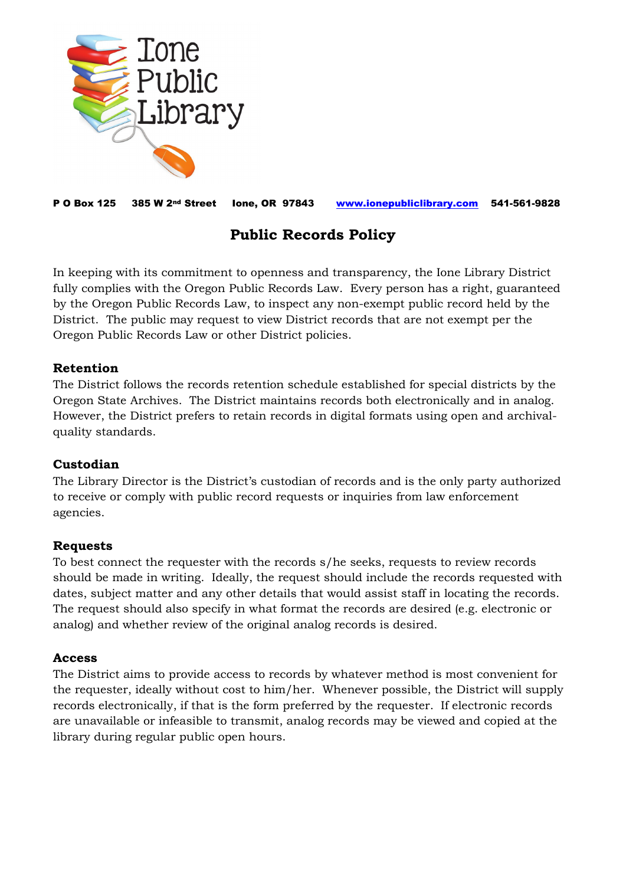Ione Public Library

**P O Box 125 385 W 2nd Street Ione, OR 97843 [www.ionepubliclibrary.com](http://www.ionepubliclibrary.com) 541-561-9828**

# Public Records Policy

In keeping with its commitment to openness and transparency, the Ione Library District fully complies with the Oregon Public Records Law. Every person has a right, guaranteed by the Oregon Public Records Law, to inspect any non-exempt public record held by the District. The public may request to view District records that are not exempt per the Oregon Public Records Law or other District policies.

## Retention

The District follows the records retention schedule established for special districts by the Oregon State Archives. The District maintains records both electronically and in analog. However, the District prefers to retain records in digital formats using open and archival-quality standards.

## Custodian

The Library Director is the District's custodian of records and is the only party authorized to receive or comply with public record requests or inquiries from law enforcement agencies.

## Requests

To best connect the requester with the records s/he seeks, requests to review records should be made in writing. Ideally, the request should include the records requested with dates, subject matter and any other details that would assist staff in locating the records. The request should also specify in what format the records are desired (e.g. electronic or analog) and whether review of the original analog records is desired.

## Access

The District aims to provide access to records by whatever method is most convenient for the requester, ideally without cost to him/her. Whenever possible, the District will supply records electronically, if that is the form preferred by the requester. If electronic records are unavailable or infeasible to transmit, analog records may be viewed and copied at the library during regular public open hours.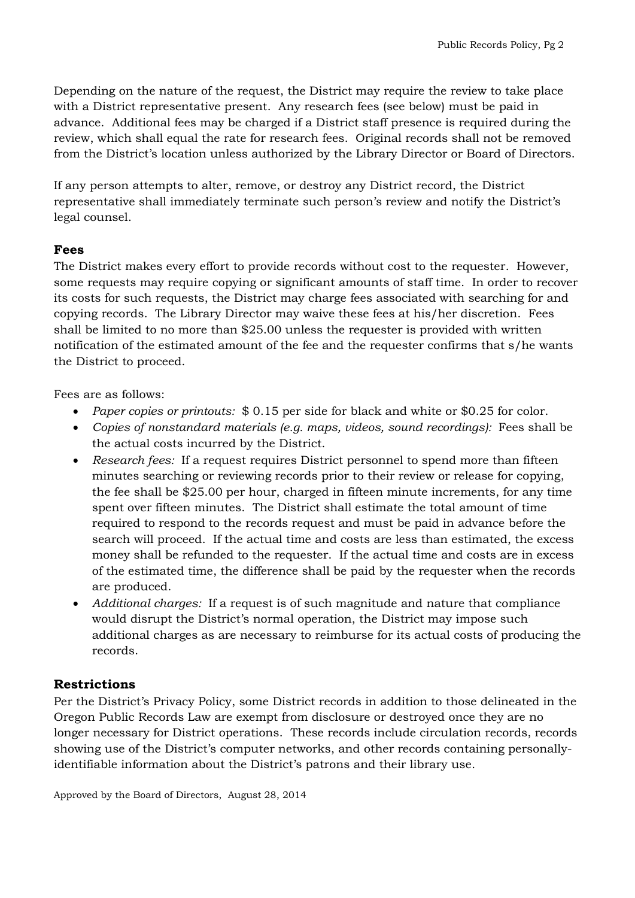Depending on the nature of the request, the District may require the review to take place with a District representative present. Any research fees (see below) must be paid in advance. Additional fees may be charged if a District staff presence is required during the review, which shall equal the rate for research fees. Original records shall not be removed from the District's location unless authorized by the Library Director or Board of Directors.

If any person attempts to alter, remove, or destroy any District record, the District representative shall immediately terminate such person's review and notify the District's legal counsel.

### Fees

The District makes every effort to provide records without cost to the requester. However, some requests may require copying or significant amounts of staff time. In order to recover its costs for such requests, the District may charge fees associated with searching for and copying records. The Library Director may waive these fees at his/her discretion. Fees shall be limited to no more than $25.00 unless the requester is provided with written notification of the estimated amount of the fee and the requester confirms that s/he wants the District to proceed.

Fees are as follows:

- *Paper copies or printouts:* $ 0.15 per side for black and white or $0.25 for color.
- *Copies of nonstandard materials (e.g. maps, videos, sound recordings):* Fees shall be the actual costs incurred by the District.
- *Research fees:* If a request requires District personnel to spend more than fifteen minutes searching or reviewing records prior to their review or release for copying, the fee shall be $25.00 per hour, charged in fifteen minute increments, for any time spent over fifteen minutes. The District shall estimate the total amount of time required to respond to the records request and must be paid in advance before the search will proceed. If the actual time and costs are less than estimated, the excess money shall be refunded to the requester. If the actual time and costs are in excess of the estimated time, the difference shall be paid by the requester when the records are produced.
- *Additional charges:* If a request is of such magnitude and nature that compliance would disrupt the District's normal operation, the District may impose such additional charges as are necessary to reimburse for its actual costs of producing the records.

### Restrictions

Per the District's Privacy Policy, some District records in addition to those delineated in the Oregon Public Records Law are exempt from disclosure or destroyed once they are no longer necessary for District operations. These records include circulation records, records showing use of the District's computer networks, and other records containing personally-identifiable information about the District's patrons and their library use.

Approved by the Board of Directors, August 28, 2014